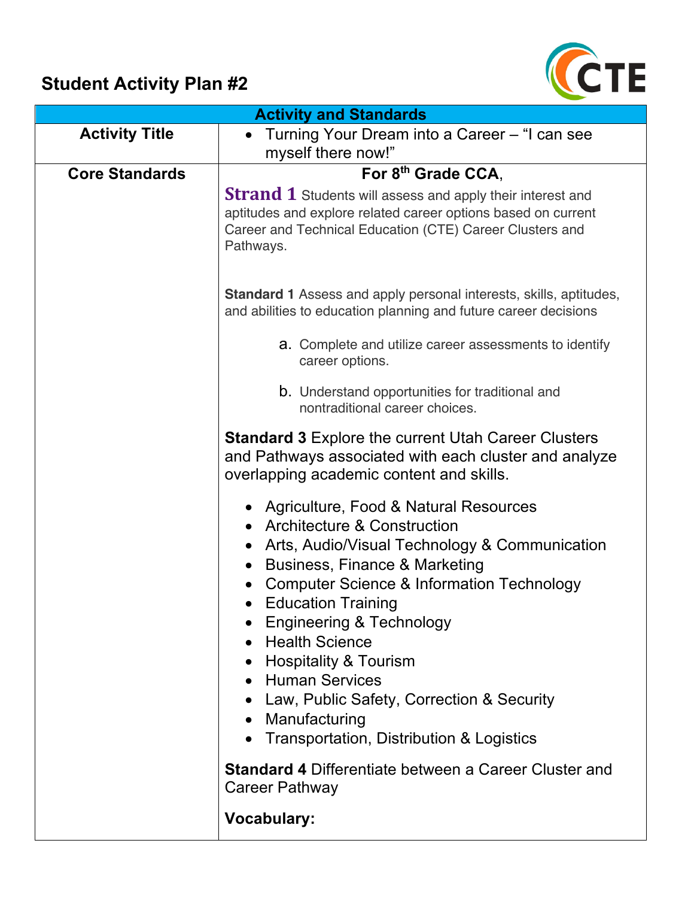# Student Activity Plan #2

| Activity and Standards | |
|---|---|
| **Activity Title** | • Turning Your Dream into a Career – "I can see myself there now!" |
| **Core Standards** | **For 8th Grade CCA**,<br><br>**Strand 1** Students will assess and apply their interest and aptitudes and explore related career options based on current Career and Technical Education (CTE) Career Clusters and Pathways.<br><br>**Standard 1** Assess and apply personal interests, skills, aptitudes, and abilities to education planning and future career decisions<br><br>a. Complete and utilize career assessments to identify career options.<br><br>b. Understand opportunities for traditional and nontraditional career choices.<br><br>**Standard 3** Explore the current Utah Career Clusters and Pathways associated with each cluster and analyze overlapping academic content and skills.<br><br>• Agriculture, Food & Natural Resources<br>• Architecture & Construction<br>• Arts, Audio/Visual Technology & Communication<br>• Business, Finance & Marketing<br>• Computer Science & Information Technology<br>• Education Training<br>• Engineering & Technology<br>• Health Science<br>• Hospitality & Tourism<br>• Human Services<br>• Law, Public Safety, Correction & Security<br>• Manufacturing<br>• Transportation, Distribution & Logistics<br><br>**Standard 4** Differentiate between a Career Cluster and Career Pathway<br><br>**Vocabulary:** |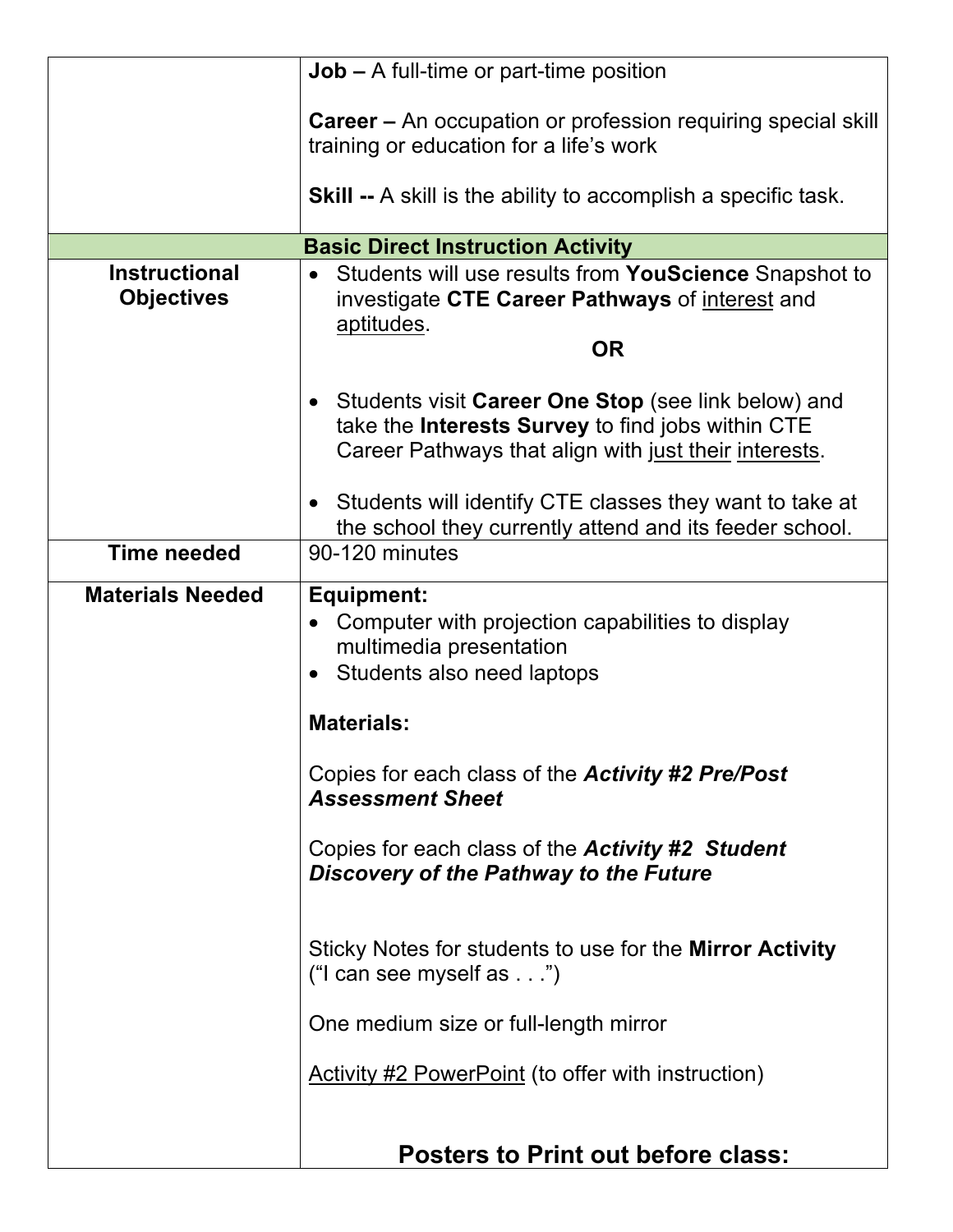| | |
|---|---|
| | **Job –** A full-time or part-time position<br><br>**Career –** An occupation or profession requiring special skill training or education for a life's work<br><br>**Skill --** A skill is the ability to accomplish a specific task. |
| **Basic Direct Instruction Activity** | |
| **Instructional Objectives** | • Students will use results from **YouScience** Snapshot to investigate **CTE Career Pathways** of interest and aptitudes.<br>**OR**<br>• Students visit **Career One Stop** (see link below) and take the **Interests Survey** to find jobs within CTE Career Pathways that align with just their interests.<br><br>• Students will identify CTE classes they want to take at the school they currently attend and its feeder school. |
| **Time needed** | 90-120 minutes |
| **Materials Needed** | **Equipment:**<br>• Computer with projection capabilities to display multimedia presentation<br>• Students also need laptops<br><br>**Materials:**<br><br>Copies for each class of the ***Activity #2 Pre/Post Assessment Sheet***<br><br>Copies for each class of the ***Activity #2 Student Discovery of the Pathway to the Future***<br><br>Sticky Notes for students to use for the **Mirror Activity** ("I can see myself as . . .")<br><br>One medium size or full-length mirror<br><br>Activity #2 PowerPoint (to offer with instruction)<br><br>**Posters to Print out before class:** |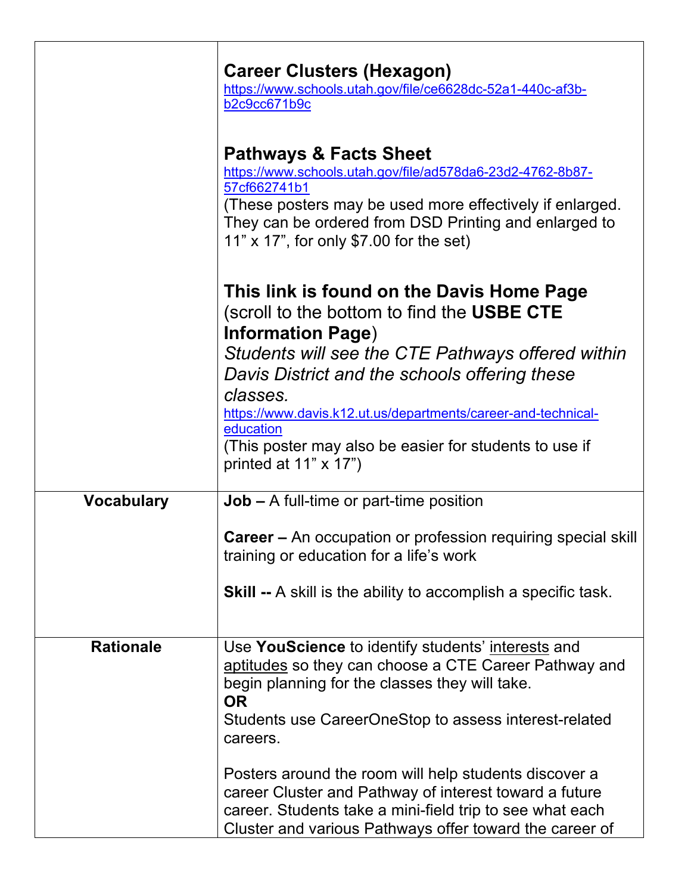| | |
|---|---|
| | **Career Clusters (Hexagon)**<br>https://www.schools.utah.gov/file/ce6628dc-52a1-440c-af3b-b2c9cc671b9c<br><br>**Pathways & Facts Sheet**<br>https://www.schools.utah.gov/file/ad578da6-23d2-4762-8b87-57cf662741b1<br>(These posters may be used more effectively if enlarged. They can be ordered from DSD Printing and enlarged to 11" x 17", for only $7.00 for the set)<br><br>**This link is found on the Davis Home Page** (scroll to the bottom to find the **USBE CTE Information Page**)<br>*Students will see the CTE Pathways offered within Davis District and the schools offering these classes.*<br>https://www.davis.k12.ut.us/departments/career-and-technical-education<br>(This poster may also be easier for students to use if printed at 11" x 17") |
| **Vocabulary** | **Job –** A full-time or part-time position<br><br>**Career –** An occupation or profession requiring special skill training or education for a life's work<br><br>**Skill --** A skill is the ability to accomplish a specific task. |
| **Rationale** | Use **YouScience** to identify students' <u>interests</u> and <u>aptitudes</u> so they can choose a CTE Career Pathway and begin planning for the classes they will take.<br>**OR**<br>Students use CareerOneStop to assess interest-related careers.<br><br>Posters around the room will help students discover a career Cluster and Pathway of interest toward a future career. Students take a mini-field trip to see what each Cluster and various Pathways offer toward the career of |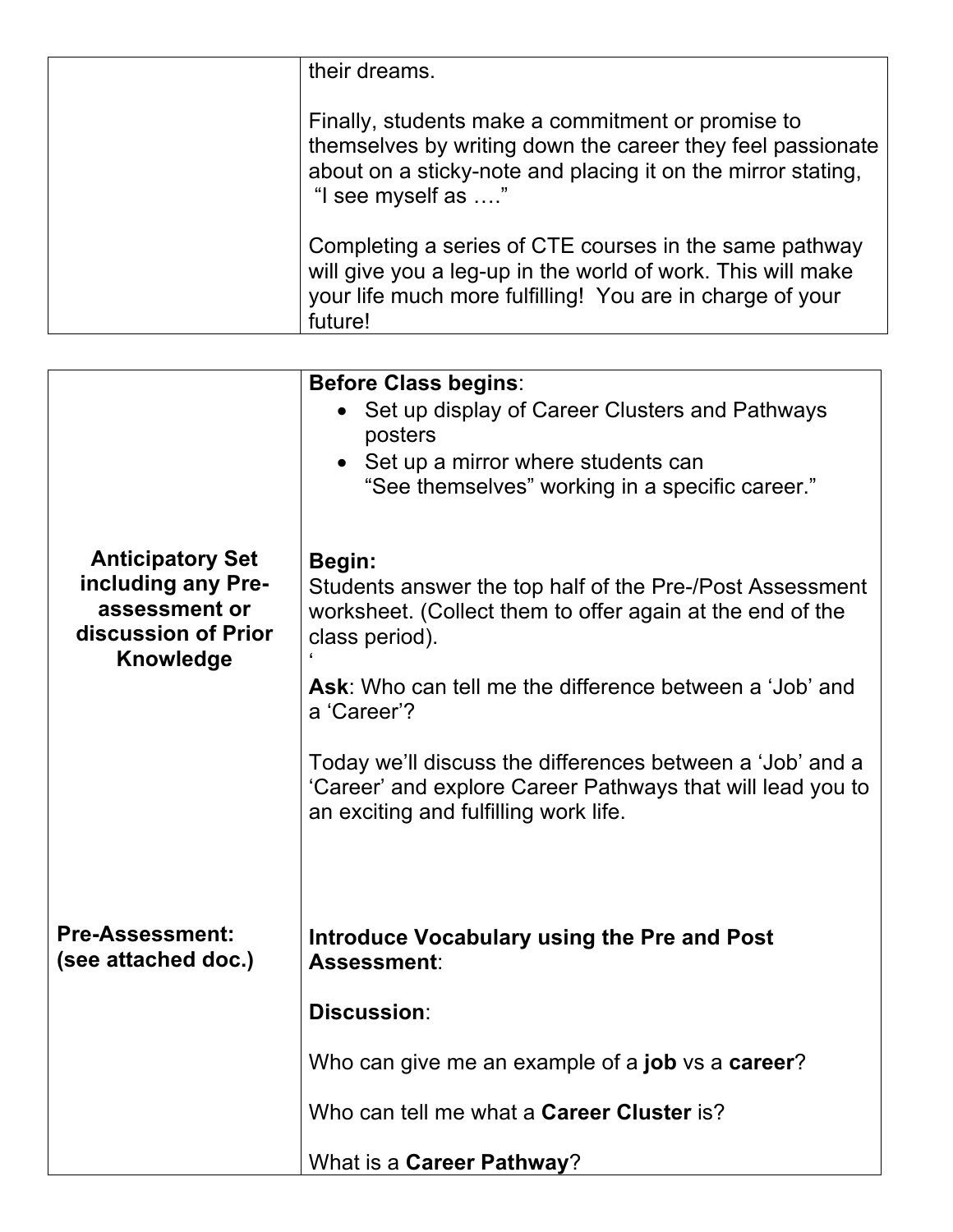| | |
|---|---|
| | their dreams.<br><br>Finally, students make a commitment or promise to themselves by writing down the career they feel passionate about on a sticky-note and placing it on the mirror stating, "I see myself as …."<br><br>Completing a series of CTE courses in the same pathway will give you a leg-up in the world of work. This will make your life much more fulfilling! You are in charge of your future! |

| | |
|---|---|
| **Anticipatory Set including any Pre-assessment or discussion of Prior Knowledge** | **Before Class begins**:<br>• Set up display of Career Clusters and Pathways posters<br>• Set up a mirror where students can "See themselves" working in a specific career."<br><br>**Begin:**<br>Students answer the top half of the Pre-/Post Assessment worksheet. (Collect them to offer again at the end of the class period).<br>'<br>**Ask**: Who can tell me the difference between a 'Job' and a 'Career'?<br><br>Today we'll discuss the differences between a 'Job' and a 'Career' and explore Career Pathways that will lead you to an exciting and fulfilling work life. |
| **Pre-Assessment: (see attached doc.)** | **Introduce Vocabulary using the Pre and Post Assessment**:<br><br>**Discussion**:<br><br>Who can give me an example of a **job** vs a **career**?<br><br>Who can tell me what a **Career Cluster** is?<br><br>What is a **Career Pathway**? |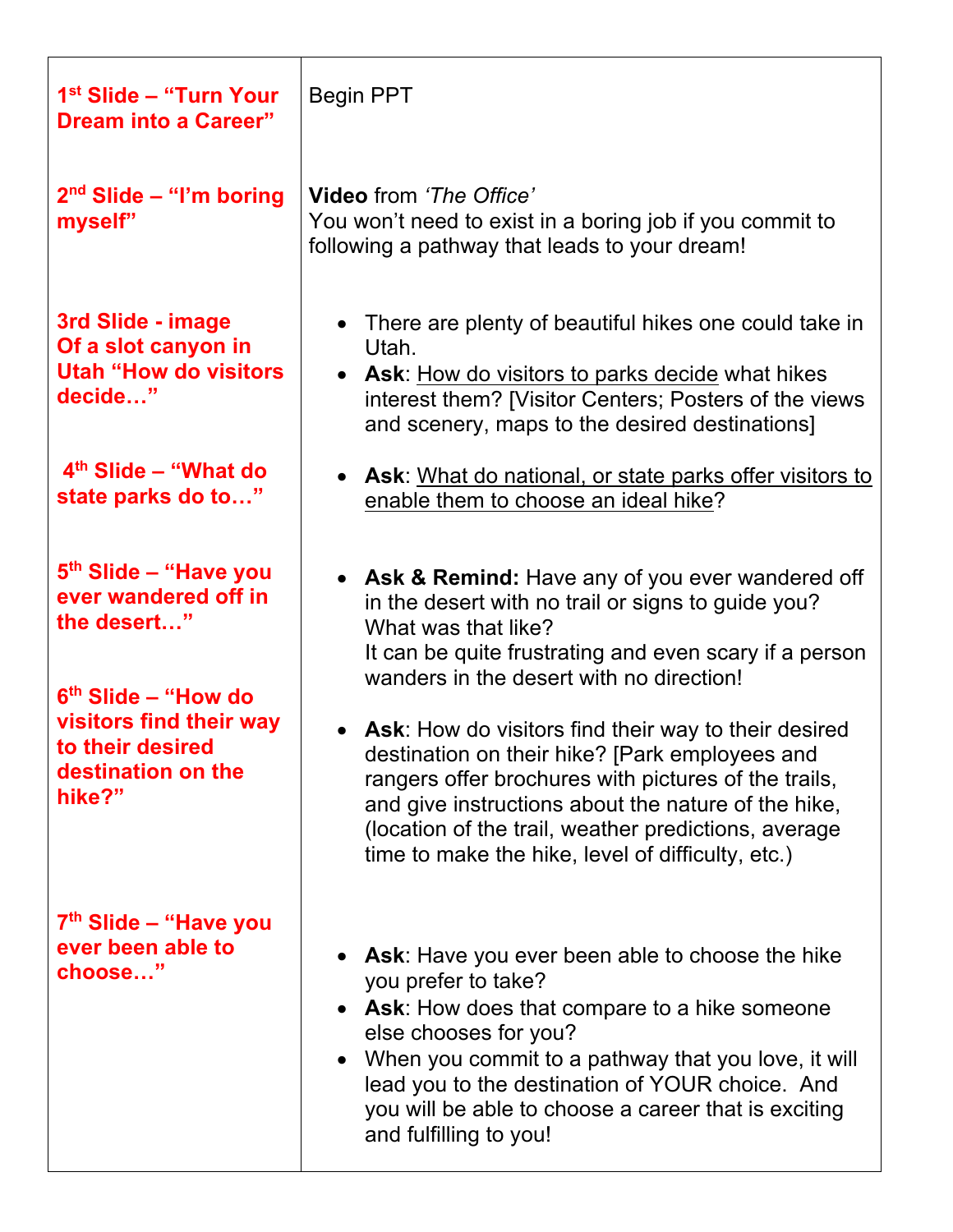| | |
|---|---|
| **1st Slide – "Turn Your Dream into a Career"** | Begin PPT |
| **2nd Slide – "I'm boring myself"** | **Video** from *'The Office'*<br>You won't need to exist in a boring job if you commit to following a pathway that leads to your dream! |
| **3rd Slide - image Of a slot canyon in Utah "How do visitors decide…"** | • There are plenty of beautiful hikes one could take in Utah.<br>• **Ask**: <u>How do visitors to parks decide</u> what hikes interest them? [Visitor Centers; Posters of the views and scenery, maps to the desired destinations] |
| **4th Slide – "What do state parks do to…"** | • **Ask**: <u>What do national, or state parks offer visitors to enable them to choose an ideal hike</u>? |
| **5th Slide – "Have you ever wandered off in the desert…"** | • **Ask & Remind:** Have any of you ever wandered off in the desert with no trail or signs to guide you? What was that like?<br>It can be quite frustrating and even scary if a person wanders in the desert with no direction! |
| **6th Slide – "How do visitors find their way to their desired destination on the hike?"** | • **Ask**: How do visitors find their way to their desired destination on their hike? [Park employees and rangers offer brochures with pictures of the trails, and give instructions about the nature of the hike, (location of the trail, weather predictions, average time to make the hike, level of difficulty, etc.) |
| **7th Slide – "Have you ever been able to choose…"** | • **Ask**: Have you ever been able to choose the hike you prefer to take?<br>• **Ask**: How does that compare to a hike someone else chooses for you?<br>• When you commit to a pathway that you love, it will lead you to the destination of YOUR choice. And you will be able to choose a career that is exciting and fulfilling to you! |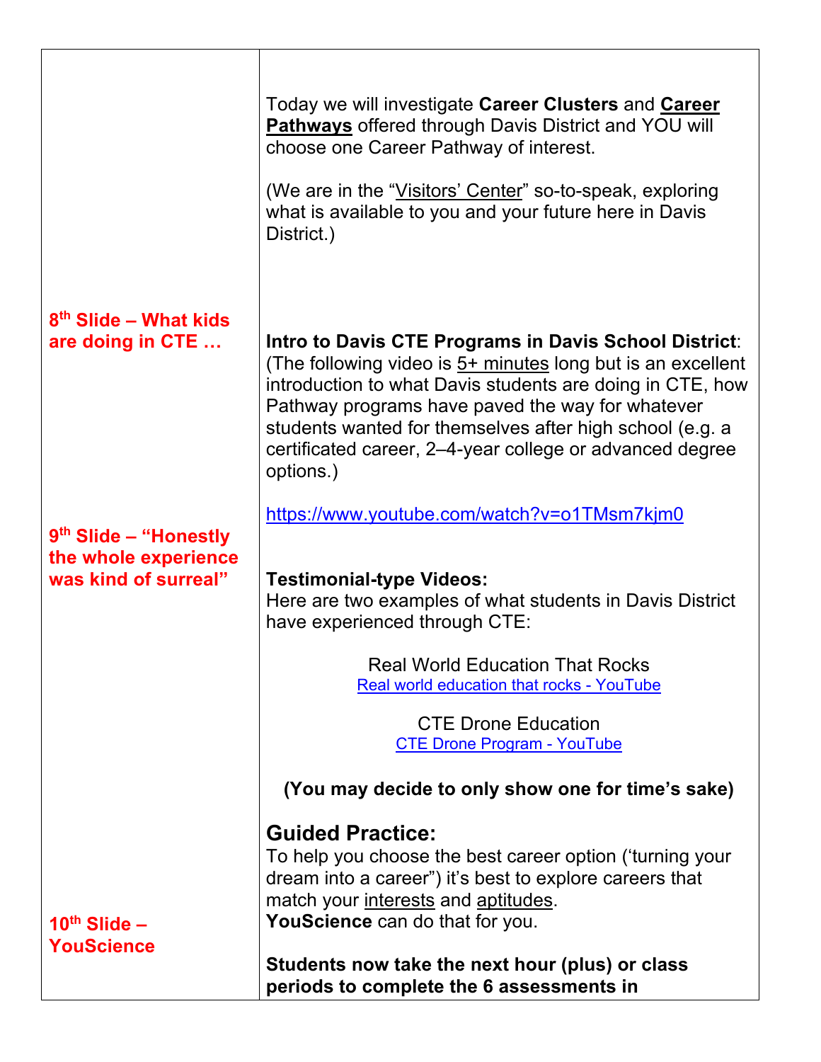| | |
|---|---|
| | Today we will investigate **Career Clusters** and **Career Pathways** offered through Davis District and YOU will choose one Career Pathway of interest.<br><br>(We are in the "Visitors' Center" so-to-speak, exploring what is available to you and your future here in Davis District.) |
| **8th Slide – What kids are doing in CTE …** | **Intro to Davis CTE Programs in Davis School District**: (The following video is 5+ minutes long but is an excellent introduction to what Davis students are doing in CTE, how Pathway programs have paved the way for whatever students wanted for themselves after high school (e.g. a certificated career, 2–4-year college or advanced degree options.)<br><br>https://www.youtube.com/watch?v=o1TMsm7kjm0 |
| **9th Slide – "Honestly the whole experience was kind of surreal"** | **Testimonial-type Videos:**<br>Here are two examples of what students in Davis District have experienced through CTE:<br><br>Real World Education That Rocks<br>Real world education that rocks - YouTube<br><br>CTE Drone Education<br>CTE Drone Program - YouTube<br><br>**(You may decide to only show one for time's sake)** |
| **10th Slide – YouScience** | **Guided Practice:**<br>To help you choose the best career option ('turning your dream into a career") it's best to explore careers that match your interests and aptitudes.<br>**YouScience** can do that for you.<br><br>**Students now take the next hour (plus) or class periods to complete the 6 assessments in** |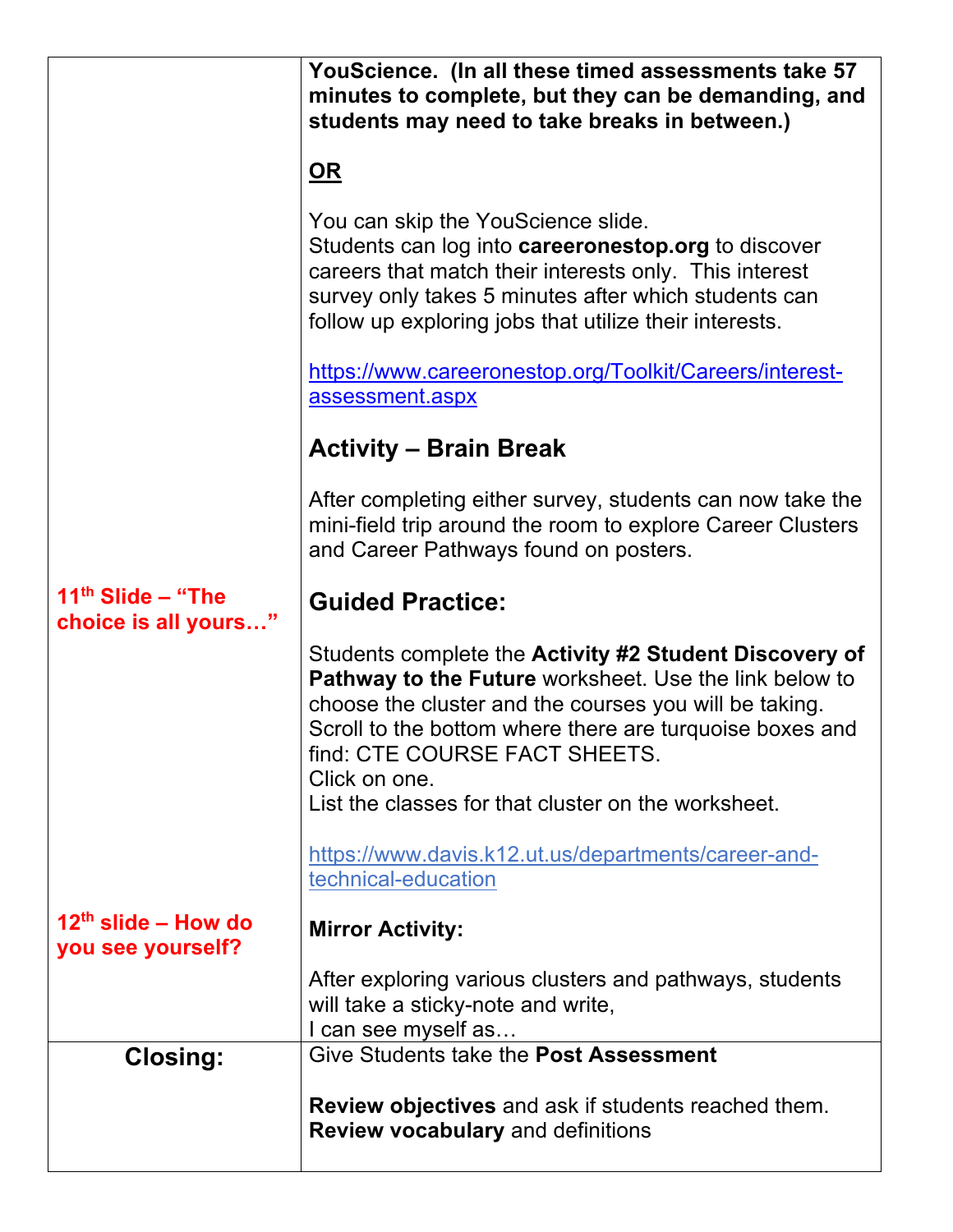| | |
|---|---|
| | **YouScience. (In all these timed assessments take 57 minutes to complete, but they can be demanding, and students may need to take breaks in between.)**<br><br>**OR**<br><br>You can skip the YouScience slide.<br>Students can log into **careeronestop.org** to discover careers that match their interests only. This interest survey only takes 5 minutes after which students can follow up exploring jobs that utilize their interests.<br><br>https://www.careeronestop.org/Toolkit/Careers/interest-assessment.aspx<br><br>**Activity – Brain Break**<br><br>After completing either survey, students can now take the mini-field trip around the room to explore Career Clusters and Career Pathways found on posters. |
| **11th Slide – "The choice is all yours…"** | **Guided Practice:**<br><br>Students complete the **Activity #2 Student Discovery of Pathway to the Future** worksheet. Use the link below to choose the cluster and the courses you will be taking. Scroll to the bottom where there are turquoise boxes and find: CTE COURSE FACT SHEETS.<br>Click on one.<br>List the classes for that cluster on the worksheet.<br><br>https://www.davis.k12.ut.us/departments/career-and-technical-education |
| **12th slide – How do you see yourself?** | **Mirror Activity:**<br><br>After exploring various clusters and pathways, students will take a sticky-note and write,<br>I can see myself as… |
| **Closing:** | Give Students take the **Post Assessment**<br><br>**Review objectives** and ask if students reached them.<br>**Review vocabulary** and definitions |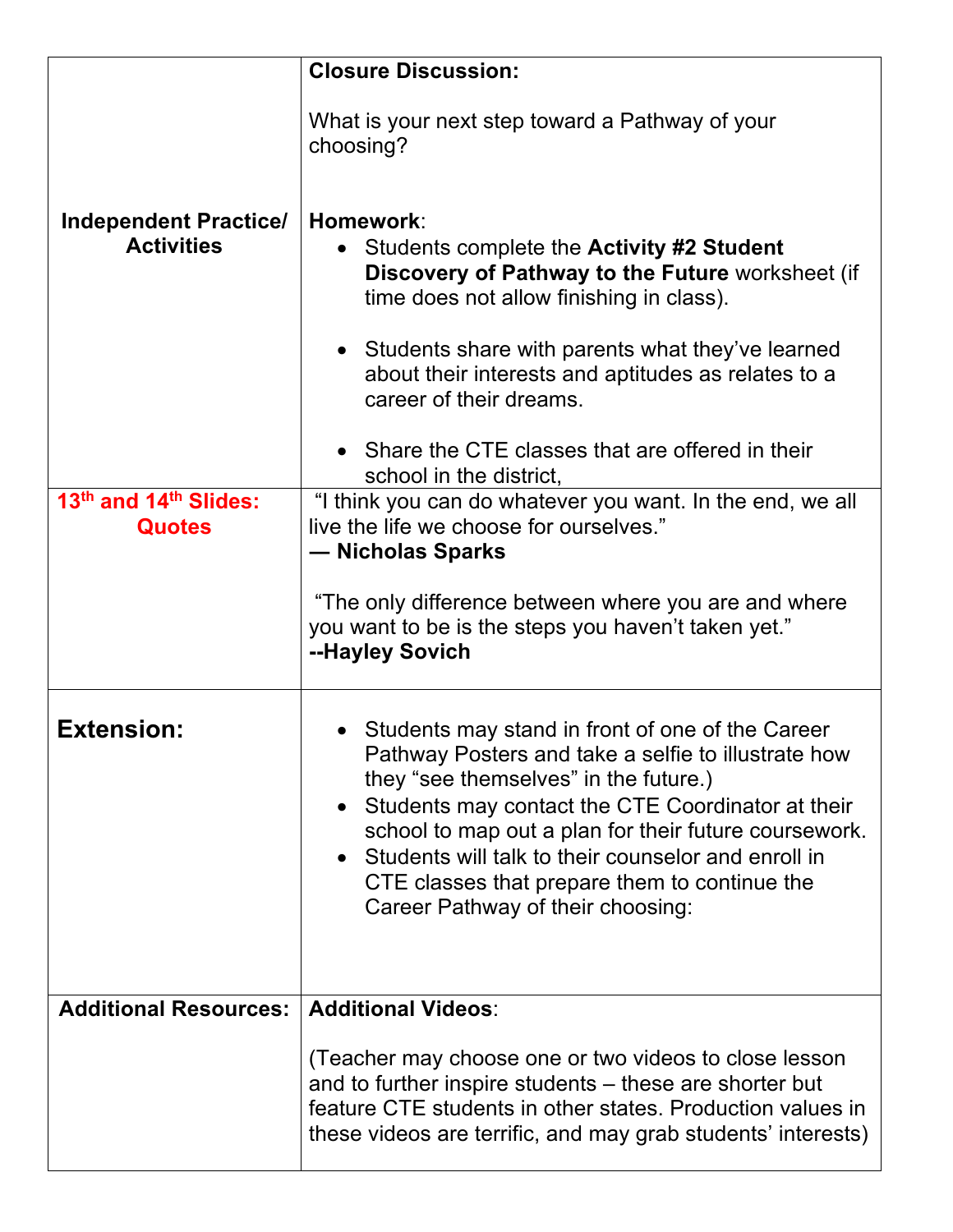| | |
|---|---|
| **Independent Practice/ Activities** | **Closure Discussion:**<br><br>What is your next step toward a Pathway of your choosing?<br><br>**Homework**:<br>• Students complete the **Activity #2 Student Discovery of Pathway to the Future** worksheet (if time does not allow finishing in class).<br><br>• Students share with parents what they've learned about their interests and aptitudes as relates to a career of their dreams.<br><br>• Share the CTE classes that are offered in their school in the district, |
| **13th and 14th Slides: Quotes** | "I think you can do whatever you want. In the end, we all live the life we choose for ourselves."<br>**— Nicholas Sparks**<br><br>"The only difference between where you are and where you want to be is the steps you haven't taken yet."<br>**--Hayley Sovich** |
| **Extension:** | • Students may stand in front of one of the Career Pathway Posters and take a selfie to illustrate how they "see themselves" in the future.)<br>• Students may contact the CTE Coordinator at their school to map out a plan for their future coursework.<br>• Students will talk to their counselor and enroll in CTE classes that prepare them to continue the Career Pathway of their choosing: |
| **Additional Resources:** | **Additional Videos**:<br><br>(Teacher may choose one or two videos to close lesson and to further inspire students – these are shorter but feature CTE students in other states. Production values in these videos are terrific, and may grab students' interests) |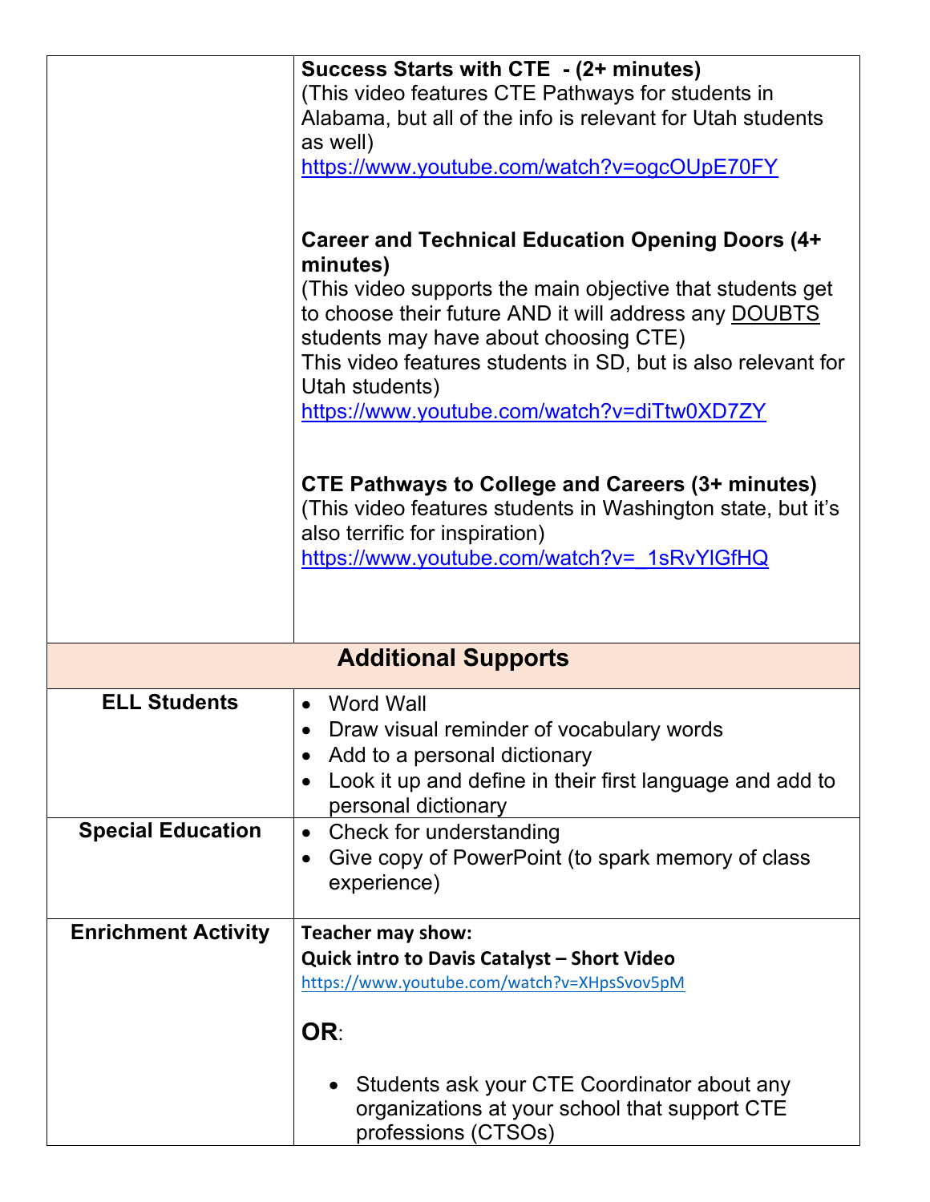| | |
|---|---|
| | **Success Starts with CTE - (2+ minutes)**<br>(This video features CTE Pathways for students in Alabama, but all of the info is relevant for Utah students as well)<br>https://www.youtube.com/watch?v=ogcOUpE70FY<br><br>**Career and Technical Education Opening Doors (4+ minutes)**<br>(This video supports the main objective that students get to choose their future AND it will address any DOUBTS students may have about choosing CTE)<br>This video features students in SD, but is also relevant for Utah students)<br>https://www.youtube.com/watch?v=diTtw0XD7ZY<br><br>**CTE Pathways to College and Careers (3+ minutes)**<br>(This video features students in Washington state, but it's also terrific for inspiration)<br>https://www.youtube.com/watch?v=_1sRvYlGfHQ |
| **Additional Supports** | |
| **ELL Students** | • Word Wall<br>• Draw visual reminder of vocabulary words<br>• Add to a personal dictionary<br>• Look it up and define in their first language and add to personal dictionary |
| **Special Education** | • Check for understanding<br>• Give copy of PowerPoint (to spark memory of class experience) |
| **Enrichment Activity** | **Teacher may show:**<br>**Quick intro to Davis Catalyst – Short Video**<br>https://www.youtube.com/watch?v=XHpsSvov5pM<br><br>**OR**:<br><br>• Students ask your CTE Coordinator about any organizations at your school that support CTE professions (CTSOs) |